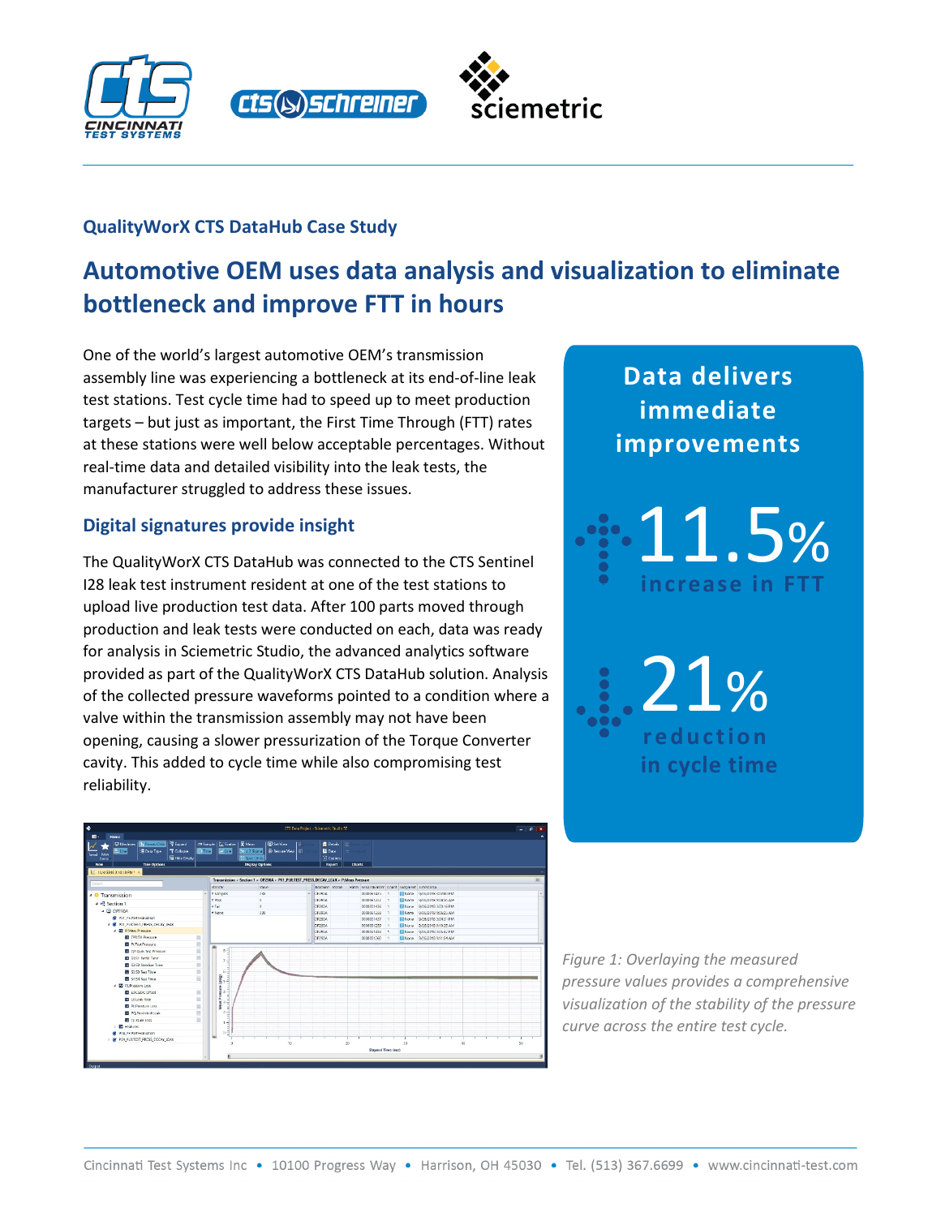## QualityWorX CTS DataHub Case Study

# Automotive OEM uses data analysis and visualization to eliminate bottleneck and improve FTT in hours

One of the world's largest automotive OEM's transmission assembly line was experiencing a bottleneck at its end-of-line leak test stations. Test cycle time had to speed up to meet production targets – but just as important, the First Time Through (FTT) rates at these stations were well below acceptable percentages. Without real-time data and detailed visibility into the leak tests, the manufacturer struggled to address these issues.

## Digital signatures provide insight

The QualityWorX CTS DataHub was connected to the CTS Sentinel I28 leak test instrument resident at one of the test stations to upload live production test data. After 100 parts moved through production and leak tests were conducted on each, data was ready for analysis in Sciemetric Studio, the advanced analytics software provided as part of the QualityWorX CTS DataHub solution. Analysis of the collected pressure waveforms pointed to a condition where a valve within the transmission assembly may not have been opening, causing a slower pressurization of the Torque Converter cavity. This added to cycle time while also compromising test reliability.

*Figure 1: Overlaying the measured pressure values provides a comprehensive visualization of the stability of the pressure curve across the entire test cycle.*

## Data delivers immediate improvements

**11.5%** increase in FTT

**21%** reduction in cycle time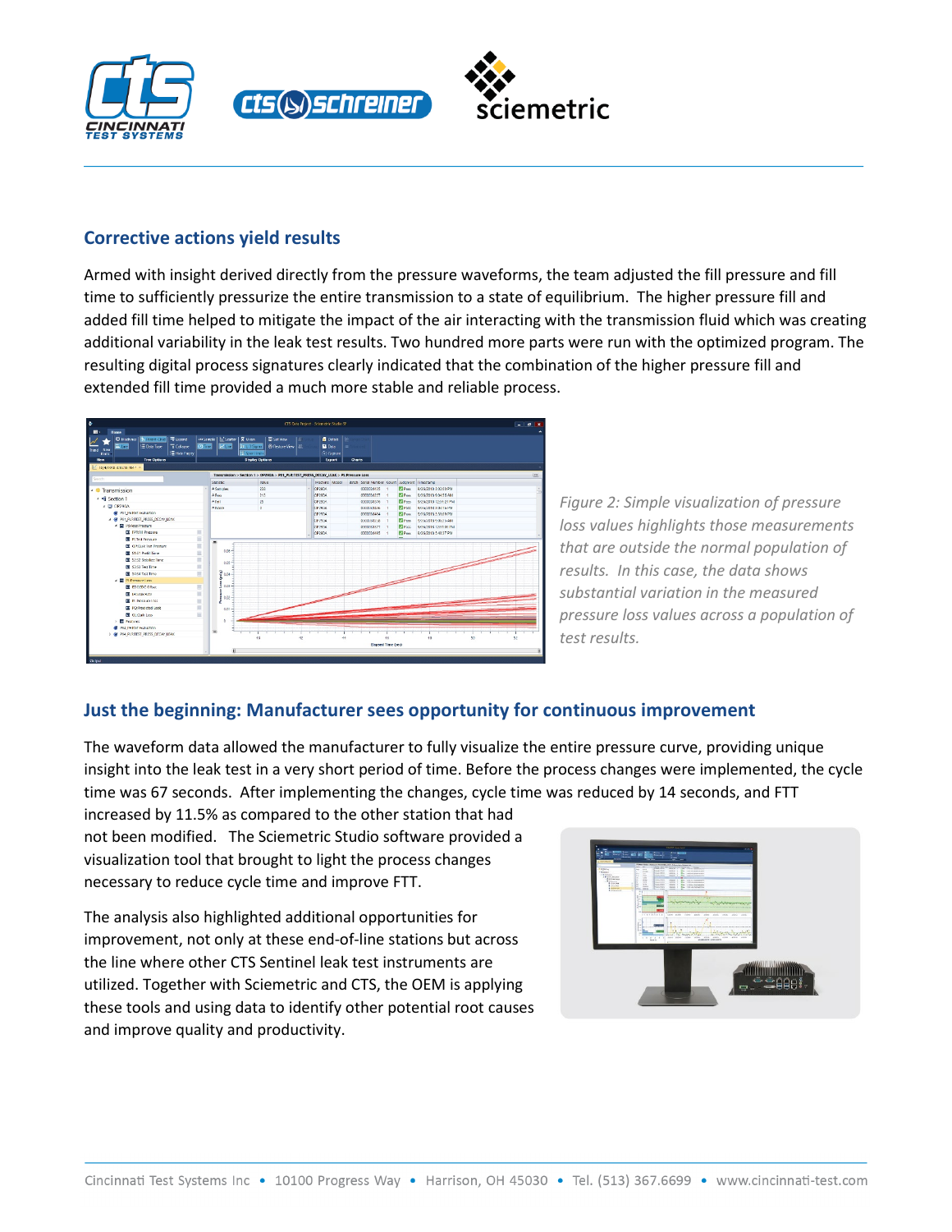## Corrective actions yield results

Armed with insight derived directly from the pressure waveforms, the team adjusted the fill pressure and fill time to sufficiently pressurize the entire transmission to a state of equilibrium. The higher pressure fill and added fill time helped to mitigate the impact of the air interacting with the transmission fluid which was creating additional variability in the leak test results. Two hundred more parts were run with the optimized program. The resulting digital process signatures clearly indicated that the combination of the higher pressure fill and extended fill time provided a much more stable and reliable process.

*Figure 2: Simple visualization of pressure loss values highlights those measurements that are outside the normal population of results. In this case, the data shows substantial variation in the measured pressure loss values across a population of test results.*

## Just the beginning: Manufacturer sees opportunity for continuous improvement

The waveform data allowed the manufacturer to fully visualize the entire pressure curve, providing unique insight into the leak test in a very short period of time. Before the process changes were implemented, the cycle time was 67 seconds. After implementing the changes, cycle time was reduced by 14 seconds, and FTT increased by 11.5% as compared to the other station that had not been modified. The Sciemetric Studio software provided a visualization tool that brought to light the process changes necessary to reduce cycle time and improve FTT.

The analysis also highlighted additional opportunities for improvement, not only at these end-of-line stations but across the line where other CTS Sentinel leak test instruments are utilized. Together with Sciemetric and CTS, the OEM is applying these tools and using data to identify other potential root causes and improve quality and productivity.